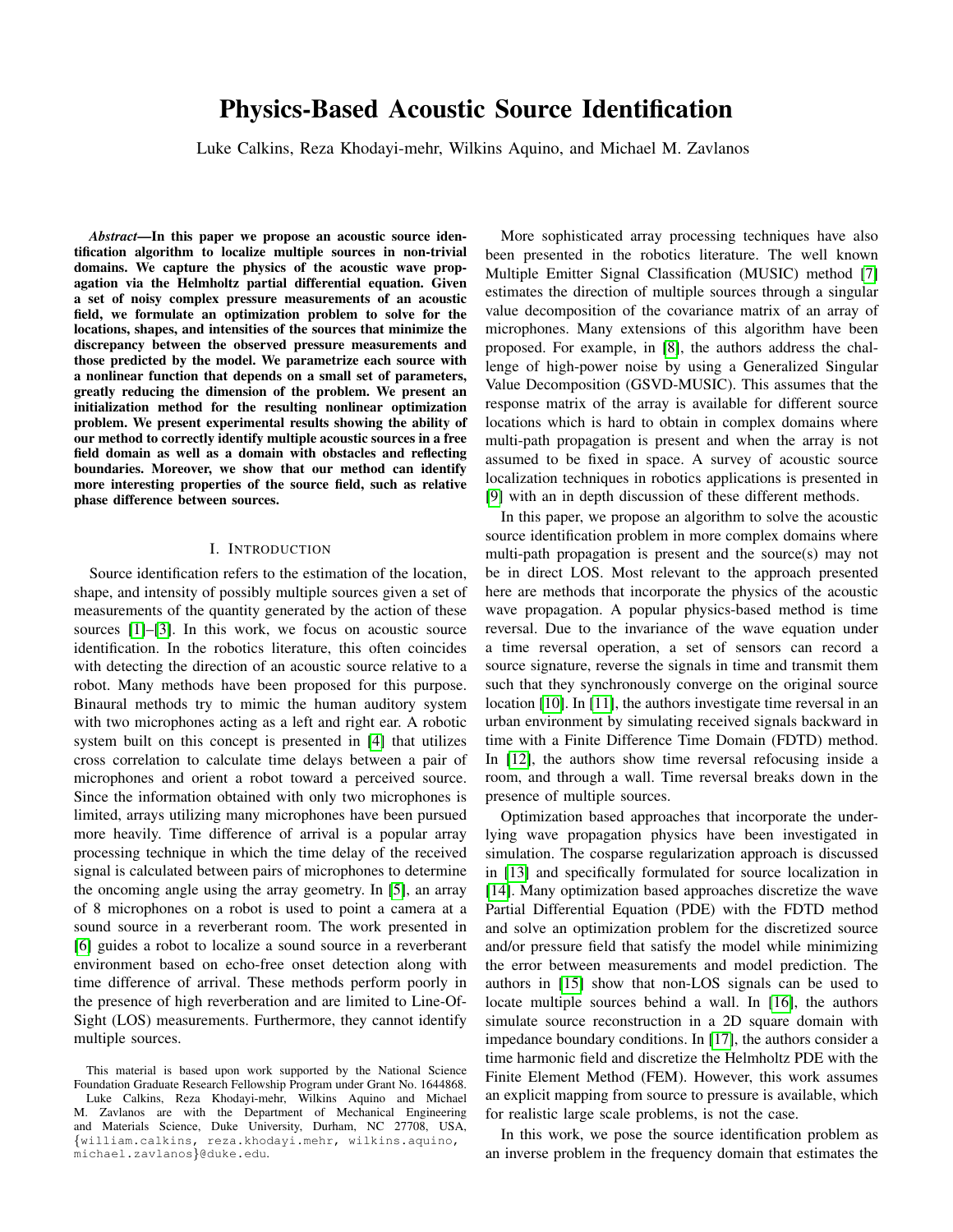# Physics-Based Acoustic Source Identification

Luke Calkins, Reza Khodayi-mehr, Wilkins Aquino, and Michael M. Zavlanos

***Abstract*—In this paper we propose an acoustic source identification algorithm to localize multiple sources in non-trivial domains. We capture the physics of the acoustic wave propagation via the Helmholtz partial differential equation. Given a set of noisy complex pressure measurements of an acoustic field, we formulate an optimization problem to solve for the locations, shapes, and intensities of the sources that minimize the discrepancy between the observed pressure measurements and those predicted by the model. We parametrize each source with a nonlinear function that depends on a small set of parameters, greatly reducing the dimension of the problem. We present an initialization method for the resulting nonlinear optimization problem. We present experimental results showing the ability of our method to correctly identify multiple acoustic sources in a free field domain as well as a domain with obstacles and reflecting boundaries. Moreover, we show that our method can identify more interesting properties of the source field, such as relative phase difference between sources.**

## I. Introduction

Source identification refers to the estimation of the location, shape, and intensity of possibly multiple sources given a set of measurements of the quantity generated by the action of these sources [1]–[3]. In this work, we focus on acoustic source identification. In the robotics literature, this often coincides with detecting the direction of an acoustic source relative to a robot. Many methods have been proposed for this purpose. Binaural methods try to mimic the human auditory system with two microphones acting as a left and right ear. A robotic system built on this concept is presented in [4] that utilizes cross correlation to calculate time delays between a pair of microphones and orient a robot toward a perceived source. Since the information obtained with only two microphones is limited, arrays utilizing many microphones have been pursued more heavily. Time difference of arrival is a popular array processing technique in which the time delay of the received signal is calculated between pairs of microphones to determine the oncoming angle using the array geometry. In [5], an array of 8 microphones on a robot is used to point a camera at a sound source in a reverberant room. The work presented in [6] guides a robot to localize a sound source in a reverberant environment based on echo-free onset detection along with time difference of arrival. These methods perform poorly in the presence of high reverberation and are limited to Line-Of-Sight (LOS) measurements. Furthermore, they cannot identify multiple sources.

More sophisticated array processing techniques have also been presented in the robotics literature. The well known Multiple Emitter Signal Classification (MUSIC) method [7] estimates the direction of multiple sources through a singular value decomposition of the covariance matrix of an array of microphones. Many extensions of this algorithm have been proposed. For example, in [8], the authors address the challenge of high-power noise by using a Generalized Singular Value Decomposition (GSVD-MUSIC). This assumes that the response matrix of the array is available for different source locations which is hard to obtain in complex domains where multi-path propagation is present and when the array is not assumed to be fixed in space. A survey of acoustic source localization techniques in robotics applications is presented in [9] with an in depth discussion of these different methods.

In this paper, we propose an algorithm to solve the acoustic source identification problem in more complex domains where multi-path propagation is present and the source(s) may not be in direct LOS. Most relevant to the approach presented here are methods that incorporate the physics of the acoustic wave propagation. A popular physics-based method is time reversal. Due to the invariance of the wave equation under a time reversal operation, a set of sensors can record a source signature, reverse the signals in time and transmit them such that they synchronously converge on the original source location [10]. In [11], the authors investigate time reversal in an urban environment by simulating received signals backward in time with a Finite Difference Time Domain (FDTD) method. In [12], the authors show time reversal refocusing inside a room, and through a wall. Time reversal breaks down in the presence of multiple sources.

Optimization based approaches that incorporate the underlying wave propagation physics have been investigated in simulation. The cosparse regularization approach is discussed in [13] and specifically formulated for source localization in [14]. Many optimization based approaches discretize the wave Partial Differential Equation (PDE) with the FDTD method and solve an optimization problem for the discretized source and/or pressure field that satisfy the model while minimizing the error between measurements and model prediction. The authors in [15] show that non-LOS signals can be used to locate multiple sources behind a wall. In [16], the authors simulate source reconstruction in a 2D square domain with impedance boundary conditions. In [17], the authors consider a time harmonic field and discretize the Helmholtz PDE with the Finite Element Method (FEM). However, this work assumes an explicit mapping from source to pressure is available, which for realistic large scale problems, is not the case.

In this work, we pose the source identification problem as an inverse problem in the frequency domain that estimates the

This material is based upon work supported by the National Science Foundation Graduate Research Fellowship Program under Grant No. 1644868.

Luke Calkins, Reza Khodayi-mehr, Wilkins Aquino and Michael M. Zavlanos are with the Department of Mechanical Engineering and Materials Science, Duke University, Durham, NC 27708, USA, {william.calkins, reza.khodayi.mehr, wilkins.aquino, michael.zavlanos}@duke.edu.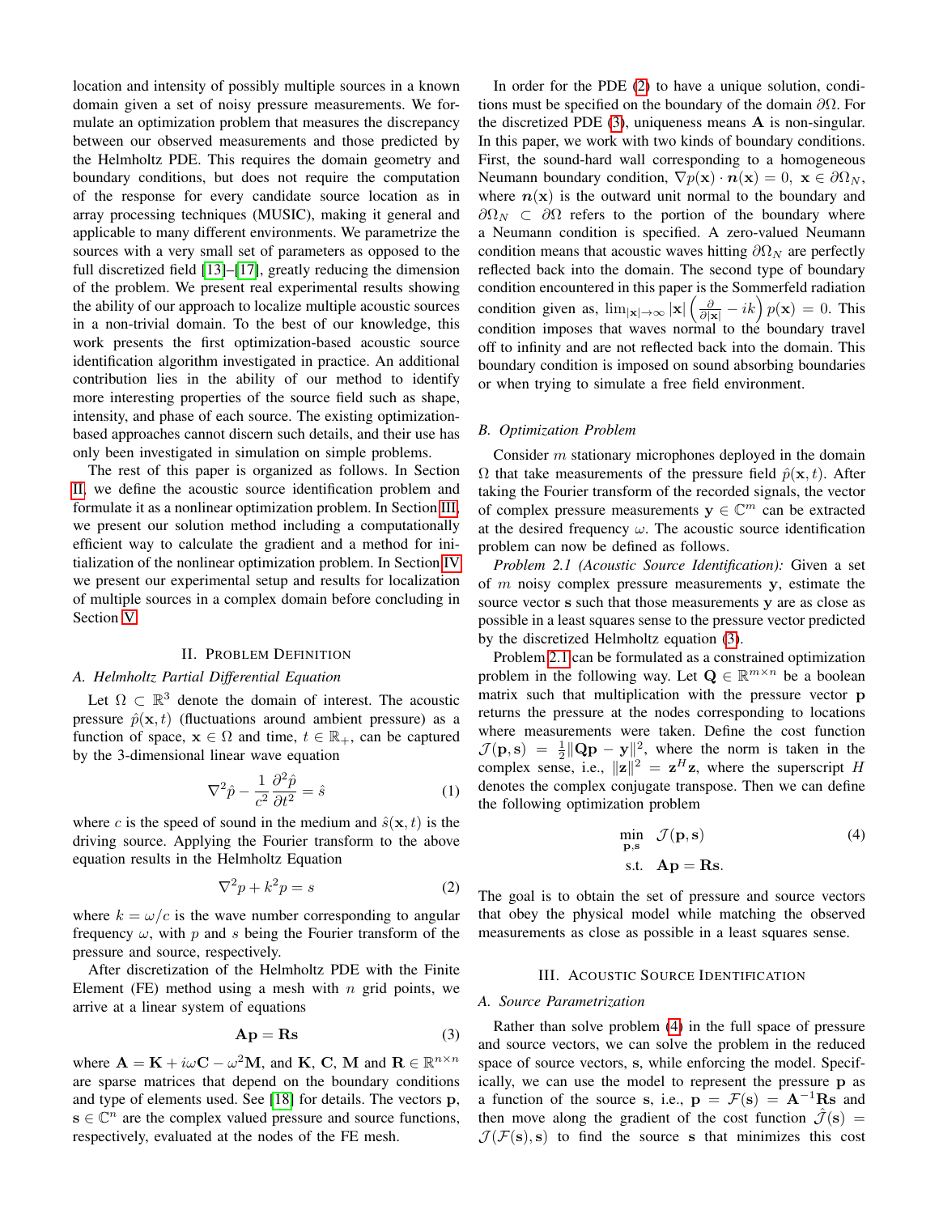location and intensity of possibly multiple sources in a known domain given a set of noisy pressure measurements. We formulate an optimization problem that measures the discrepancy between our observed measurements and those predicted by the Helmholtz PDE. This requires the domain geometry and boundary conditions, but does not require the computation of the response for every candidate source location as in array processing techniques (MUSIC), making it general and applicable to many different environments. We parametrize the sources with a very small set of parameters as opposed to the full discretized field [13]–[17], greatly reducing the dimension of the problem. We present real experimental results showing the ability of our approach to localize multiple acoustic sources in a non-trivial domain. To the best of our knowledge, this work presents the first optimization-based acoustic source identification algorithm investigated in practice. An additional contribution lies in the ability of our method to identify more interesting properties of the source field such as shape, intensity, and phase of each source. The existing optimization-based approaches cannot discern such details, and their use has only been investigated in simulation on simple problems.

The rest of this paper is organized as follows. In Section II, we define the acoustic source identification problem and formulate it as a nonlinear optimization problem. In Section III, we present our solution method including a computationally efficient way to calculate the gradient and a method for initialization of the nonlinear optimization problem. In Section IV we present our experimental setup and results for localization of multiple sources in a complex domain before concluding in Section V.

## II. Problem Definition

### A. Helmholtz Partial Differential Equation

Let $\Omega \subset \mathbb{R}^3$ denote the domain of interest. The acoustic pressure $\hat{p}(\mathbf{x}, t)$ (fluctuations around ambient pressure) as a function of space, $\mathbf{x} \in \Omega$ and time, $t \in \mathbb{R}_+$, can be captured by the 3-dimensional linear wave equation

$$\nabla^2 \hat{p} - \frac{1}{c^2}\frac{\partial^2 \hat{p}}{\partial t^2} = \hat{s} \tag{1}$$

where $c$ is the speed of sound in the medium and $\hat{s}(\mathbf{x}, t)$ is the driving source. Applying the Fourier transform to the above equation results in the Helmholtz Equation

$$\nabla^2 p + k^2 p = s \tag{2}$$

where $k = \omega/c$ is the wave number corresponding to angular frequency $\omega$, with $p$ and $s$ being the Fourier transform of the pressure and source, respectively.

After discretization of the Helmholtz PDE with the Finite Element (FE) method using a mesh with $n$ grid points, we arrive at a linear system of equations

$$\mathbf{A}\mathbf{p} = \mathbf{R}\mathbf{s} \tag{3}$$

where $\mathbf{A} = \mathbf{K} + i\omega\mathbf{C} - \omega^2\mathbf{M}$, and $\mathbf{K}$, $\mathbf{C}$, $\mathbf{M}$ and $\mathbf{R} \in \mathbb{R}^{n\times n}$ are sparse matrices that depend on the boundary conditions and type of elements used. See [18] for details. The vectors $\mathbf{p}$, $\mathbf{s} \in \mathbb{C}^n$ are the complex valued pressure and source functions, respectively, evaluated at the nodes of the FE mesh.

In order for the PDE (2) to have a unique solution, conditions must be specified on the boundary of the domain $\partial\Omega$. For the discretized PDE (3), uniqueness means $\mathbf{A}$ is non-singular. In this paper, we work with two kinds of boundary conditions. First, the sound-hard wall corresponding to a homogeneous Neumann boundary condition, $\nabla p(\mathbf{x}) \cdot \boldsymbol{n}(\mathbf{x}) = 0,\ \mathbf{x} \in \partial\Omega_N$, where $\boldsymbol{n}(\mathbf{x})$ is the outward unit normal to the boundary and $\partial\Omega_N \subset \partial\Omega$ refers to the portion of the boundary where a Neumann condition is specified. A zero-valued Neumann condition means that acoustic waves hitting $\partial\Omega_N$ are perfectly reflected back into the domain. The second type of boundary condition encountered in this paper is the Sommerfeld radiation condition given as, $\lim_{|\mathbf{x}|\to\infty} |\mathbf{x}| \left(\frac{\partial}{\partial|\mathbf{x}|} - ik\right) p(\mathbf{x}) = 0$. This condition imposes that waves normal to the boundary travel off to infinity and are not reflected back into the domain. This boundary condition is imposed on sound absorbing boundaries or when trying to simulate a free field environment.

### B. Optimization Problem

Consider $m$ stationary microphones deployed in the domain $\Omega$ that take measurements of the pressure field $\hat{p}(\mathbf{x}, t)$. After taking the Fourier transform of the recorded signals, the vector of complex pressure measurements $\mathbf{y} \in \mathbb{C}^m$ can be extracted at the desired frequency $\omega$. The acoustic source identification problem can now be defined as follows.

*Problem 2.1 (Acoustic Source Identification):* Given a set of $m$ noisy complex pressure measurements $\mathbf{y}$, estimate the source vector $\mathbf{s}$ such that those measurements $\mathbf{y}$ are as close as possible in a least squares sense to the pressure vector predicted by the discretized Helmholtz equation (3).

Problem 2.1 can be formulated as a constrained optimization problem in the following way. Let $\mathbf{Q} \in \mathbb{R}^{m\times n}$ be a boolean matrix such that multiplication with the pressure vector $\mathbf{p}$ returns the pressure at the nodes corresponding to locations where measurements were taken. Define the cost function $\mathcal{J}(\mathbf{p}, \mathbf{s}) = \frac{1}{2}\|\mathbf{Q}\mathbf{p} - \mathbf{y}\|^2$, where the norm is taken in the complex sense, i.e., $\|\mathbf{z}\|^2 = \mathbf{z}^H\mathbf{z}$, where the superscript $H$ denotes the complex conjugate transpose. Then we can define the following optimization problem

$$\begin{aligned} \min_{\mathbf{p},\mathbf{s}} \quad & \mathcal{J}(\mathbf{p}, \mathbf{s}) \\ \text{s.t.} \quad & \mathbf{A}\mathbf{p} = \mathbf{R}\mathbf{s}. \end{aligned} \tag{4}$$

The goal is to obtain the set of pressure and source vectors that obey the physical model while matching the observed measurements as close as possible in a least squares sense.

## III. Acoustic Source Identification

### A. Source Parametrization

Rather than solve problem (4) in the full space of pressure and source vectors, we can solve the problem in the reduced space of source vectors, $\mathbf{s}$, while enforcing the model. Specifically, we can use the model to represent the pressure $\mathbf{p}$ as a function of the source $\mathbf{s}$, i.e., $\mathbf{p} = \mathcal{F}(\mathbf{s}) = \mathbf{A}^{-1}\mathbf{R}\mathbf{s}$ and then move along the gradient of the cost function $\hat{\mathcal{J}}(\mathbf{s}) = \mathcal{J}(\mathcal{F}(\mathbf{s}), \mathbf{s})$ to find the source $\mathbf{s}$ that minimizes this cost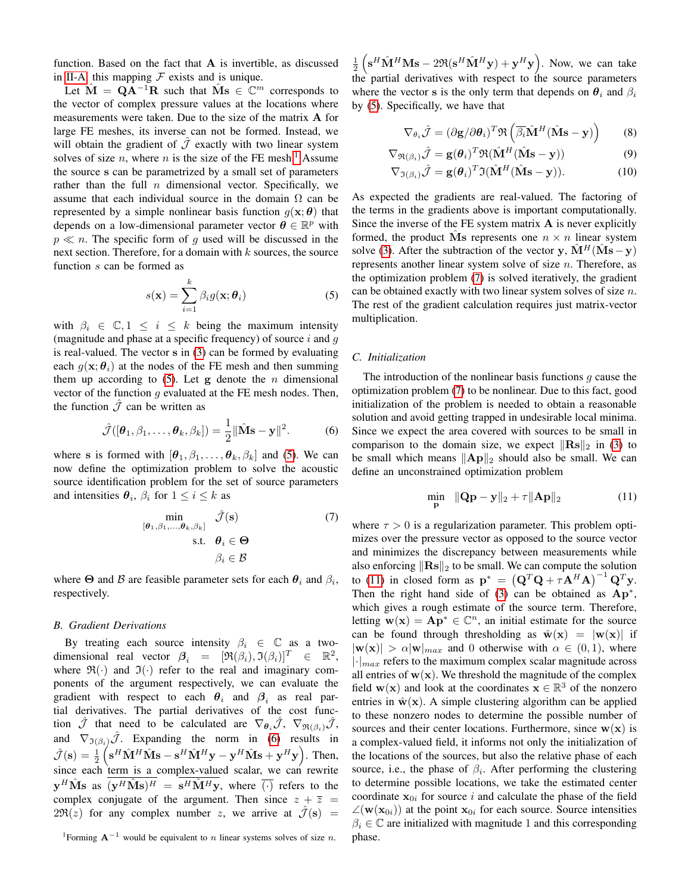function. Based on the fact that $\mathbf{A}$ is invertible, as discussed in II-A, this mapping $\mathcal{F}$ exists and is unique.

Let $\hat{\mathbf{M}} = \mathbf{Q}\mathbf{A}^{-1}\mathbf{R}$ such that $\hat{\mathbf{M}}\mathbf{s} \in \mathbb{C}^m$ corresponds to the vector of complex pressure values at the locations where measurements were taken. Due to the size of the matrix $\mathbf{A}$ for large FE meshes, its inverse can not be formed. Instead, we will obtain the gradient of $\hat{\mathcal{J}}$ exactly with two linear system solves of size $n$, where $n$ is the size of the FE mesh.[1] Assume the source $\mathbf{s}$ can be parametrized by a small set of parameters rather than the full $n$ dimensional vector. Specifically, we assume that each individual source in the domain $\Omega$ can be represented by a simple nonlinear basis function $g(\mathbf{x};\boldsymbol{\theta})$ that depends on a low-dimensional parameter vector $\boldsymbol{\theta} \in \mathbb{R}^p$ with $p \ll n$. The specific form of $g$ used will be discussed in the next section. Therefore, for a domain with $k$ sources, the source function $s$ can be formed as

$$s(\mathbf{x}) = \sum_{i=1}^{k} \beta_i g(\mathbf{x};\boldsymbol{\theta}_i) \tag{5}$$

with $\beta_i \in \mathbb{C}, 1 \le i \le k$ being the maximum intensity (magnitude and phase at a specific frequency) of source $i$ and $g$ is real-valued. The vector $\mathbf{s}$ in (3) can be formed by evaluating each $g(\mathbf{x};\boldsymbol{\theta}_i)$ at the nodes of the FE mesh and then summing them up according to (5). Let $\mathbf{g}$ denote the $n$ dimensional vector of the function $g$ evaluated at the FE mesh nodes. Then, the function $\hat{\mathcal{J}}$ can be written as

$$\hat{\mathcal{J}}([\boldsymbol{\theta}_1, \beta_1, \ldots, \boldsymbol{\theta}_k, \beta_k]) = \frac{1}{2}\|\hat{\mathbf{M}}\mathbf{s} - \mathbf{y}\|^2. \tag{6}$$

where $\mathbf{s}$ is formed with $[\boldsymbol{\theta}_1, \beta_1, \ldots, \boldsymbol{\theta}_k, \beta_k]$ and (5). We can now define the optimization problem to solve the acoustic source identification problem for the set of source parameters and intensities $\boldsymbol{\theta}_i$, $\beta_i$ for $1 \le i \le k$ as

$$\begin{aligned} \min_{[\boldsymbol{\theta}_1, \beta_1, \ldots, \boldsymbol{\theta}_k, \beta_k]} \quad & \hat{\mathcal{J}}(\mathbf{s}) \\ \text{s.t.} \quad & \boldsymbol{\theta}_i \in \boldsymbol{\Theta} \\ & \beta_i \in \mathcal{B} \end{aligned} \tag{7}$$

where $\boldsymbol{\Theta}$ and $\mathcal{B}$ are feasible parameter sets for each $\boldsymbol{\theta}_i$ and $\beta_i$, respectively.

### B. Gradient Derivations

By treating each source intensity $\beta_i \in \mathbb{C}$ as a two-dimensional real vector $\boldsymbol{\beta}_i = [\Re(\beta_i), \Im(\beta_i)]^T \in \mathbb{R}^2$, where $\Re(\cdot)$ and $\Im(\cdot)$ refer to the real and imaginary components of the argument respectively, we can evaluate the gradient with respect to each $\boldsymbol{\theta}_i$ and $\boldsymbol{\beta}_i$ as real partial derivatives. The partial derivatives of the cost function $\hat{\mathcal{J}}$ that need to be calculated are $\nabla_{\boldsymbol{\theta}_i}\hat{\mathcal{J}}$, $\nabla_{\Re(\beta_i)}\hat{\mathcal{J}}$, and $\nabla_{\Im(\beta_i)}\hat{\mathcal{J}}$. Expanding the norm in (6) results in $\hat{\mathcal{J}}(\mathbf{s}) = \frac{1}{2}\left(\mathbf{s}^H\hat{\mathbf{M}}^H\hat{\mathbf{M}}\mathbf{s} - \mathbf{s}^H\hat{\mathbf{M}}^H\mathbf{y} - \mathbf{y}^H\hat{\mathbf{M}}\mathbf{s} + \mathbf{y}^H\mathbf{y}\right)$. Then, since each term is a complex-valued scalar, we can rewrite $\mathbf{y}^H\hat{\mathbf{M}}\mathbf{s}$ as $\overline{(\mathbf{y}^H\hat{\mathbf{M}}\mathbf{s})^H} = \overline{\mathbf{s}^H\hat{\mathbf{M}}^H\mathbf{y}}$, where $\overline{(\cdot)}$ refers to the complex conjugate of the argument. Then since $z + \overline{z} = 2\Re(z)$ for any complex number $z$, we arrive at $\hat{\mathcal{J}}(\mathbf{s}) = \frac{1}{2}\left(\mathbf{s}^H\hat{\mathbf{M}}^H\hat{\mathbf{M}}\mathbf{s} - 2\Re(\mathbf{s}^H\hat{\mathbf{M}}^H\mathbf{y}) + \mathbf{y}^H\mathbf{y}\right)$. Now, we can take the partial derivatives with respect to the source parameters where the vector $\mathbf{s}$ is the only term that depends on $\boldsymbol{\theta}_i$ and $\beta_i$ by (5). Specifically, we have that

$$\nabla_{\theta_i}\hat{\mathcal{J}} = (\partial\mathbf{g}/\partial\boldsymbol{\theta}_i)^T\Re\left(\overline{\beta_i}\hat{\mathbf{M}}^H(\hat{\mathbf{M}}\mathbf{s} - \mathbf{y})\right) \tag{8}$$

$$\nabla_{\Re(\beta_i)}\hat{\mathcal{J}} = \mathbf{g}(\boldsymbol{\theta}_i)^T\Re(\hat{\mathbf{M}}^H(\hat{\mathbf{M}}\mathbf{s} - \mathbf{y})) \tag{9}$$

$$\nabla_{\Im(\beta_i)}\hat{\mathcal{J}} = \mathbf{g}(\boldsymbol{\theta}_i)^T\Im(\hat{\mathbf{M}}^H(\hat{\mathbf{M}}\mathbf{s} - \mathbf{y})). \tag{10}$$

As expected the gradients are real-valued. The factoring of the terms in the gradients above is important computationally. Since the inverse of the FE system matrix $\mathbf{A}$ is never explicitly formed, the product $\hat{\mathbf{M}}\mathbf{s}$ represents one $n \times n$ linear system solve (3). After the subtraction of the vector $\mathbf{y}$, $\hat{\mathbf{M}}^H(\hat{\mathbf{M}}\mathbf{s} - \mathbf{y})$ represents another linear system solve of size $n$. Therefore, as the optimization problem (7) is solved iteratively, the gradient can be obtained exactly with two linear system solves of size $n$. The rest of the gradient calculation requires just matrix-vector multiplication.

### C. Initialization

The introduction of the nonlinear basis functions $g$ cause the optimization problem (7) to be nonlinear. Due to this fact, good initialization of the problem is needed to obtain a reasonable solution and avoid getting trapped in undesirable local minima. Since we expect the area covered with sources to be small in comparison to the domain size, we expect $\|\mathbf{R}\mathbf{s}\|_2$ in (3) to be small which means $\|\mathbf{A}\mathbf{p}\|_2$ should also be small. We can define an unconstrained optimization problem

$$\min_{\mathbf{p}} \quad \|\mathbf{Q}\mathbf{p} - \mathbf{y}\|_2 + \tau\|\mathbf{A}\mathbf{p}\|_2 \tag{11}$$

where $\tau > 0$ is a regularization parameter. This problem optimizes over the pressure vector as opposed to the source vector and minimizes the discrepancy between measurements while also enforcing $\|\mathbf{R}\mathbf{s}\|_2$ to be small. We can compute the solution to (11) in closed form as $\mathbf{p}^* = \left(\mathbf{Q}^T\mathbf{Q} + \tau\mathbf{A}^H\mathbf{A}\right)^{-1}\mathbf{Q}^T\mathbf{y}$. Then the right hand side of (3) can be obtained as $\mathbf{A}\mathbf{p}^*$, which gives a rough estimate of the source term. Therefore, letting $\mathbf{w}(\mathbf{x}) = \mathbf{A}\mathbf{p}^* \in \mathbb{C}^n$, an initial estimate for the source can be found through thresholding as $\hat{\mathbf{w}}(\mathbf{x}) = |\mathbf{w}(\mathbf{x})|$ if $|\mathbf{w}(\mathbf{x})| > \alpha|\mathbf{w}|_{max}$ and 0 otherwise with $\alpha \in (0, 1)$, where $|\cdot|_{max}$ refers to the maximum complex scalar magnitude across all entries of $\mathbf{w}(\mathbf{x})$. We threshold the magnitude of the complex field $\mathbf{w}(\mathbf{x})$ and look at the coordinates $\mathbf{x} \in \mathbb{R}^3$ of the nonzero entries in $\hat{\mathbf{w}}(\mathbf{x})$. A simple clustering algorithm can be applied to these nonzero nodes to determine the possible number of sources and their center locations. Furthermore, since $\mathbf{w}(\mathbf{x})$ is a complex-valued field, it informs not only the initialization of the locations of the sources, but also the relative phase of each source, i.e., the phase of $\beta_i$. After performing the clustering to determine possible locations, we take the estimated center coordinate $\mathbf{x}_{0i}$ for source $i$ and calculate the phase of the field $\angle(\mathbf{w}(\mathbf{x}_{0i}))$ at the point $\mathbf{x}_{0i}$ for each source. Source intensities $\beta_i \in \mathbb{C}$ are initialized with magnitude 1 and this corresponding phase.

[1] Forming $\mathbf{A}^{-1}$ would be equivalent to $n$ linear systems solves of size $n$.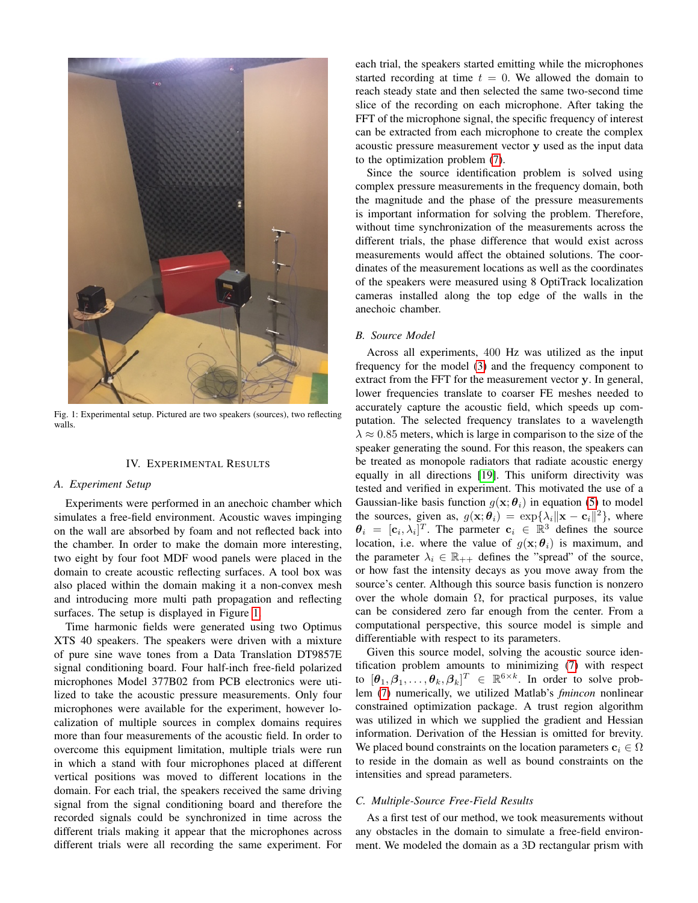Fig. 1: Experimental setup. Pictured are two speakers (sources), two reflecting walls.

## IV. Experimental Results

### A. Experiment Setup

Experiments were performed in an anechoic chamber which simulates a free-field environment. Acoustic waves impinging on the wall are absorbed by foam and not reflected back into the chamber. In order to make the domain more interesting, two eight by four foot MDF wood panels were placed in the domain to create acoustic reflecting surfaces. A tool box was also placed within the domain making it a non-convex mesh and introducing more multi path propagation and reflecting surfaces. The setup is displayed in Figure 1.

Time harmonic fields were generated using two Optimus XTS 40 speakers. The speakers were driven with a mixture of pure sine wave tones from a Data Translation DT9857E signal conditioning board. Four half-inch free-field polarized microphones Model 377B02 from PCB electronics were utilized to take the acoustic pressure measurements. Only four microphones were available for the experiment, however localization of multiple sources in complex domains requires more than four measurements of the acoustic field. In order to overcome this equipment limitation, multiple trials were run in which a stand with four microphones placed at different vertical positions was moved to different locations in the domain. For each trial, the speakers received the same driving signal from the signal conditioning board and therefore the recorded signals could be synchronized in time across the different trials making it appear that the microphones across different trials were all recording the same experiment. For each trial, the speakers started emitting while the microphones started recording at time $t = 0$. We allowed the domain to reach steady state and then selected the same two-second time slice of the recording on each microphone. After taking the FFT of the microphone signal, the specific frequency of interest can be extracted from each microphone to create the complex acoustic pressure measurement vector $\mathbf{y}$ used as the input data to the optimization problem (7).

Since the source identification problem is solved using complex pressure measurements in the frequency domain, both the magnitude and the phase of the pressure measurements is important information for solving the problem. Therefore, without time synchronization of the measurements across the different trials, the phase difference that would exist across measurements would affect the obtained solutions. The coordinates of the measurement locations as well as the coordinates of the speakers were measured using 8 OptiTrack localization cameras installed along the top edge of the walls in the anechoic chamber.

### B. Source Model

Across all experiments, 400 Hz was utilized as the input frequency for the model (3) and the frequency component to extract from the FFT for the measurement vector $\mathbf{y}$. In general, lower frequencies translate to coarser FE meshes needed to accurately capture the acoustic field, which speeds up computation. The selected frequency translates to a wavelength $\lambda \approx 0.85$ meters, which is large in comparison to the size of the speaker generating the sound. For this reason, the speakers can be treated as monopole radiators that radiate acoustic energy equally in all directions [19]. This uniform directivity was tested and verified in experiment. This motivated the use of a Gaussian-like basis function $g(\mathbf{x}; \boldsymbol{\theta}_i)$ in equation (5) to model the sources, given as, $g(\mathbf{x}; \boldsymbol{\theta}_i) = \exp\{\lambda_i \|\mathbf{x} - \mathbf{c}_i\|^2\}$, where $\boldsymbol{\theta}_i = [\mathbf{c}_i, \lambda_i]^T$. The parmeter $\mathbf{c}_i \in \mathbb{R}^3$ defines the source location, i.e. where the value of $g(\mathbf{x}; \boldsymbol{\theta}_i)$ is maximum, and the parameter $\lambda_i \in \mathbb{R}_{++}$ defines the "spread" of the source, or how fast the intensity decays as you move away from the source's center. Although this source basis function is nonzero over the whole domain $\Omega$, for practical purposes, its value can be considered zero far enough from the center. From a computational perspective, this source model is simple and differentiable with respect to its parameters.

Given this source model, solving the acoustic source identification problem amounts to minimizing (7) with respect to $[\boldsymbol{\theta}_1, \boldsymbol{\beta}_1, \ldots, \boldsymbol{\theta}_k, \boldsymbol{\beta}_k]^T \in \mathbb{R}^{6 \times k}$. In order to solve problem (7) numerically, we utilized Matlab's *fmincon* nonlinear constrained optimization package. A trust region algorithm was utilized in which we supplied the gradient and Hessian information. Derivation of the Hessian is omitted for brevity. We placed bound constraints on the location parameters $\mathbf{c}_i \in \Omega$ to reside in the domain as well as bound constraints on the intensities and spread parameters.

### C. Multiple-Source Free-Field Results

As a first test of our method, we took measurements without any obstacles in the domain to simulate a free-field environment. We modeled the domain as a 3D rectangular prism with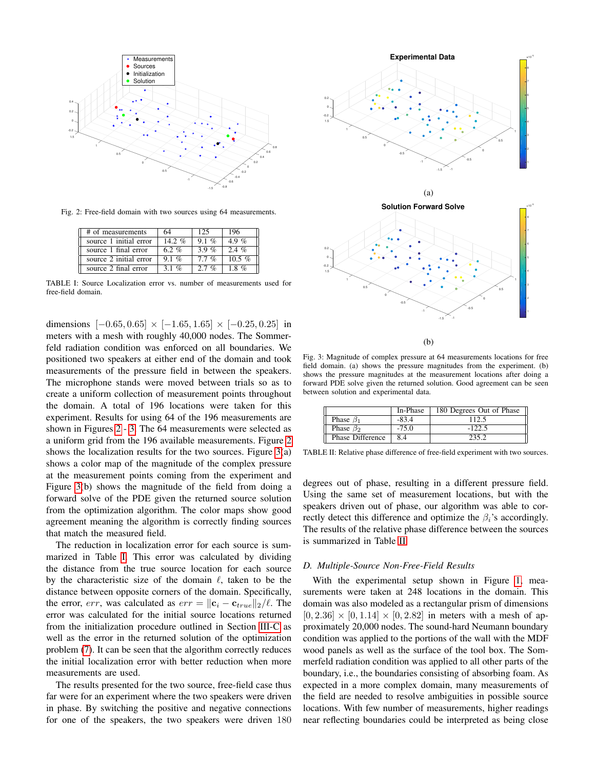Fig. 2: Free-field domain with two sources using 64 measurements.

| # of measurements | 64 | 125 | 196 |
|---|---|---|---|
| source 1 initial error | 14.2 % | 9.1 % | 4.9 % |
| source 1 final error | 6.2 % | 3.9 % | 2.4 % |
| source 2 initial error | 9.1 % | 7.7 % | 10.5 % |
| source 2 final error | 3.1 % | 2.7 % | 1.8 % |

TABLE I: Source Localization error vs. number of measurements used for free-field domain.

dimensions $[-0.65, 0.65] \times [-1.65, 1.65] \times [-0.25, 0.25]$ in meters with a mesh with roughly 40,000 nodes. The Sommerfeld radiation condition was enforced on all boundaries. We positioned two speakers at either end of the domain and took measurements of the pressure field in between the speakers. The microphone stands were moved between trials so as to create a uniform collection of measurement points throughout the domain. A total of 196 locations were taken for this experiment. Results for using 64 of the 196 measurements are shown in Figures 2 - 3. The 64 measurements were selected as a uniform grid from the 196 available measurements. Figure 2 shows the localization results for the two sources. Figure 3(a) shows a color map of the magnitude of the complex pressure at the measurement points coming from the experiment and Figure 3(b) shows the magnitude of the field from doing a forward solve of the PDE given the returned source solution from the optimization algorithm. The color maps show good agreement meaning the algorithm is correctly finding sources that match the measured field.

The reduction in localization error for each source is summarized in Table I. This error was calculated by dividing the distance from the true source location for each source by the characteristic size of the domain $\ell$, taken to be the distance between opposite corners of the domain. Specifically, the error, $err$, was calculated as $err = \|\mathbf{c}_i - \mathbf{c}_{true}\|_2/\ell$. The error was calculated for the initial source locations returned from the initialization procedure outlined in Section III-C as well as the error in the returned solution of the optimization problem (7). It can be seen that the algorithm correctly reduces the initial localization error with better reduction when more measurements are used.

The results presented for the two source, free-field case thus far were for an experiment where the two speakers were driven in phase. By switching the positive and negative connections for one of the speakers, the two speakers were driven 180 degrees out of phase, resulting in a different pressure field. Using the same set of measurement locations, but with the speakers driven out of phase, our algorithm was able to correctly detect this difference and optimize the $\beta_i$'s accordingly. The results of the relative phase difference between the sources is summarized in Table II.

(a)

(b)

Fig. 3: Magnitude of complex pressure at 64 measurements locations for free field domain. (a) shows the pressure magnitudes from the experiment. (b) shows the pressure magnitudes at the measurement locations after doing a forward PDE solve given the returned solution. Good agreement can be seen between solution and experimental data.

| | In-Phase | 180 Degrees Out of Phase |
|---|---|---|
| Phase $\beta_1$ | -83.4 | 112.5 |
| Phase $\beta_2$ | -75.0 | -122.5 |
| Phase Difference | 8.4 | 235.2 |

TABLE II: Relative phase difference of free-field experiment with two sources.

### D. Multiple-Source Non-Free-Field Results

With the experimental setup shown in Figure 1, measurements were taken at 248 locations in the domain. This domain was also modeled as a rectangular prism of dimensions $[0, 2.36] \times [0, 1.14] \times [0, 2.82]$ in meters with a mesh of approximately 20,000 nodes. The sound-hard Neumann boundary condition was applied to the portions of the wall with the MDF wood panels as well as the surface of the tool box. The Sommerfeld radiation condition was applied to all other parts of the boundary, i.e., the boundaries consisting of absorbing foam. As expected in a more complex domain, many measurements of the field are needed to resolve ambiguities in possible source locations. With few number of measurements, higher readings near reflecting boundaries could be interpreted as being close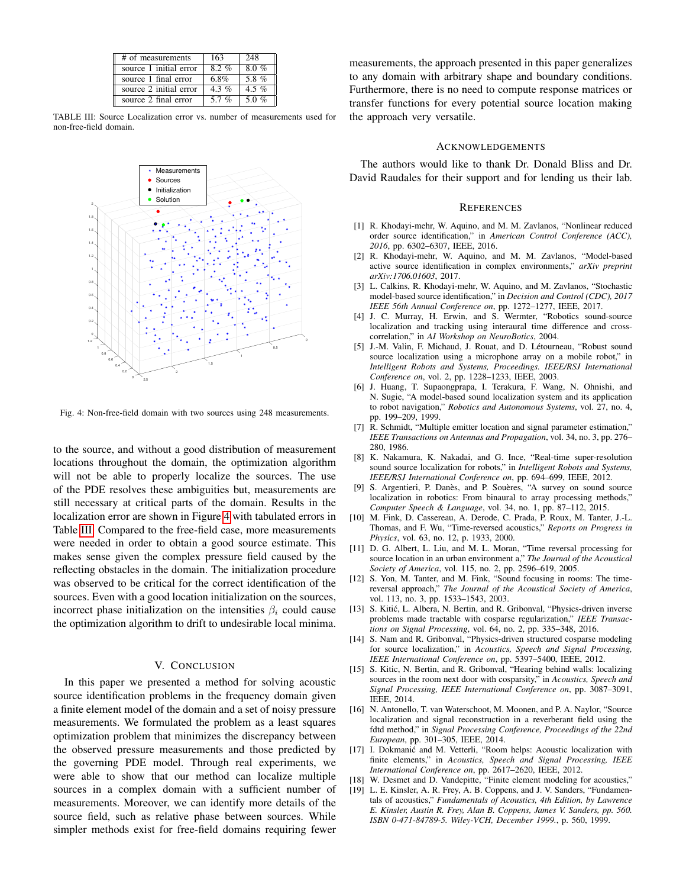| # of measurements | 163 | 248 |
|---|---|---|
| source 1 initial error | 8.2 % | 8.0 % |
| source 1 final error | 6.8% | 5.8 % |
| source 2 initial error | 4.3 % | 4.5 % |
| source 2 final error | 5.7 % | 5.0 % |

TABLE III: Source Localization error vs. number of measurements used for non-free-field domain.

Measurements
Sources
Initialization
Solution

Fig. 4: Non-free-field domain with two sources using 248 measurements.

to the source, and without a good distribution of measurement locations throughout the domain, the optimization algorithm will not be able to properly localize the sources. The use of the PDE resolves these ambiguities but, measurements are still necessary at critical parts of the domain. Results in the localization error are shown in Figure 4 with tabulated errors in Table III. Compared to the free-field case, more measurements were needed in order to obtain a good source estimate. This makes sense given the complex pressure field caused by the reflecting obstacles in the domain. The initialization procedure was observed to be critical for the correct identification of the sources. Even with a good location initialization on the sources, incorrect phase initialization on the intensities $\beta_i$ could cause the optimization algorithm to drift to undesirable local minima.

## V. Conclusion

In this paper we presented a method for solving acoustic source identification problems in the frequency domain given a finite element model of the domain and a set of noisy pressure measurements. We formulated the problem as a least squares optimization problem that minimizes the discrepancy between the observed pressure measurements and those predicted by the governing PDE model. Through real experiments, we were able to show that our method can localize multiple sources in a complex domain with a sufficient number of measurements. Moreover, we can identify more details of the source field, such as relative phase between sources. While simpler methods exist for free-field domains requiring fewer measurements, the approach presented in this paper generalizes to any domain with arbitrary shape and boundary conditions. Furthermore, there is no need to compute response matrices or transfer functions for every potential source location making the approach very versatile.

## Acknowledgements

The authors would like to thank Dr. Donald Bliss and Dr. David Raudales for their support and for lending us their lab.

## References

[1] R. Khodayi-mehr, W. Aquino, and M. M. Zavlanos, "Nonlinear reduced order source identification," in *American Control Conference (ACC), 2016*, pp. 6302–6307, IEEE, 2016.

[2] R. Khodayi-mehr, W. Aquino, and M. M. Zavlanos, "Model-based active source identification in complex environments," *arXiv preprint arXiv:1706.01603*, 2017.

[3] L. Calkins, R. Khodayi-mehr, W. Aquino, and M. Zavlanos, "Stochastic model-based source identification," in *Decision and Control (CDC), 2017 IEEE 56th Annual Conference on*, pp. 1272–1277, IEEE, 2017.

[4] J. C. Murray, H. Erwin, and S. Wermter, "Robotics sound-source localization and tracking using interaural time difference and cross-correlation," in *AI Workshop on NeuroBotics*, 2004.

[5] J.-M. Valin, F. Michaud, J. Rouat, and D. Létourneau, "Robust sound source localization using a microphone array on a mobile robot," in *Intelligent Robots and Systems, Proceedings. IEEE/RSJ International Conference on*, vol. 2, pp. 1228–1233, IEEE, 2003.

[6] J. Huang, T. Supaongprapa, I. Terakura, F. Wang, N. Ohnishi, and N. Sugie, "A model-based sound localization system and its application to robot navigation," *Robotics and Autonomous Systems*, vol. 27, no. 4, pp. 199–209, 1999.

[7] R. Schmidt, "Multiple emitter location and signal parameter estimation," *IEEE Transactions on Antennas and Propagation*, vol. 34, no. 3, pp. 276–280, 1986.

[8] K. Nakamura, K. Nakadai, and G. Ince, "Real-time super-resolution sound source localization for robots," in *Intelligent Robots and Systems, IEEE/RSJ International Conference on*, pp. 694–699, IEEE, 2012.

[9] S. Argentieri, P. Danès, and P. Souères, "A survey on sound source localization in robotics: From binaural to array processing methods," *Computer Speech & Language*, vol. 34, no. 1, pp. 87–112, 2015.

[10] M. Fink, D. Cassereau, A. Derode, C. Prada, P. Roux, M. Tanter, J.-L. Thomas, and F. Wu, "Time-reversed acoustics," *Reports on Progress in Physics*, vol. 63, no. 12, p. 1933, 2000.

[11] D. G. Albert, L. Liu, and M. L. Moran, "Time reversal processing for source location in an urban environment a," *The Journal of the Acoustical Society of America*, vol. 115, no. 2, pp. 2596–619, 2005.

[12] S. Yon, M. Tanter, and M. Fink, "Sound focusing in rooms: The time-reversal approach," *The Journal of the Acoustical Society of America*, vol. 113, no. 3, pp. 1533–1543, 2003.

[13] S. Kitić, L. Albera, N. Bertin, and R. Gribonval, "Physics-driven inverse problems made tractable with cosparse regularization," *IEEE Transactions on Signal Processing*, vol. 64, no. 2, pp. 335–348, 2016.

[14] S. Nam and R. Gribonval, "Physics-driven structured cosparse modeling for source localization," in *Acoustics, Speech and Signal Processing, IEEE International Conference on*, pp. 5397–5400, IEEE, 2012.

[15] S. Kitic, N. Bertin, and R. Gribonval, "Hearing behind walls: localizing sources in the room next door with cosparsity," in *Acoustics, Speech and Signal Processing, IEEE International Conference on*, pp. 3087–3091, IEEE, 2014.

[16] N. Antonello, T. van Waterschoot, M. Moonen, and P. A. Naylor, "Source localization and signal reconstruction in a reverberant field using the fdtd method," in *Signal Processing Conference, Proceedings of the 22nd European*, pp. 301–305, IEEE, 2014.

[17] I. Dokmanić and M. Vetterli, "Room helps: Acoustic localization with finite elements," in *Acoustics, Speech and Signal Processing, IEEE International Conference on*, pp. 2617–2620, IEEE, 2012.

[18] W. Desmet and D. Vandepitte, "Finite element modeling for acoustics,"

[19] L. E. Kinsler, A. R. Frey, A. B. Coppens, and J. V. Sanders, "Fundamentals of acoustics," *Fundamentals of Acoustics, 4th Edition, by Lawrence E. Kinsler, Austin R. Frey, Alan B. Coppens, James V. Sanders, pp. 560. ISBN 0-471-84789-5. Wiley-VCH, December 1999.*, p. 560, 1999.